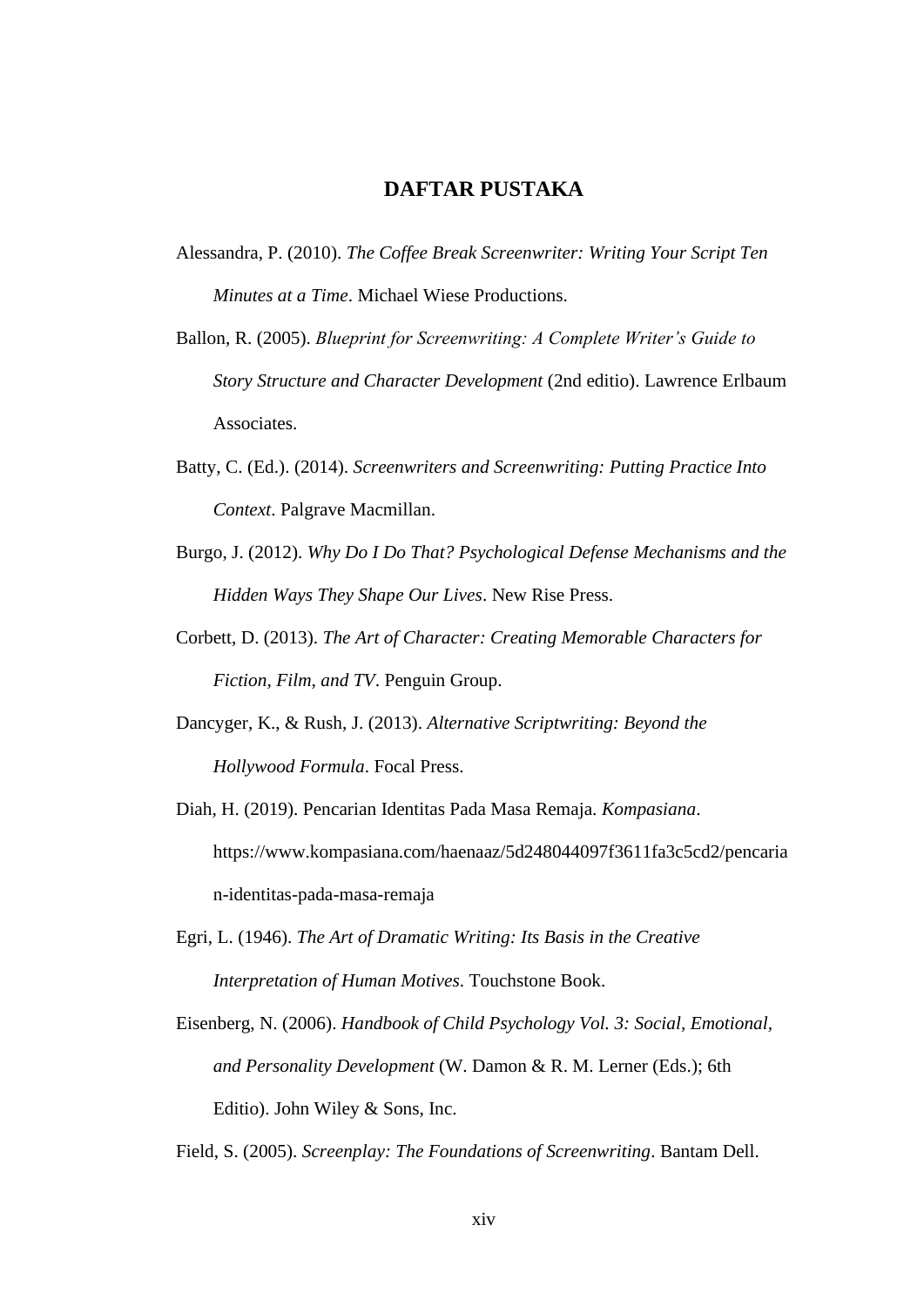# DAFTAR PUSTAKA

Alessandra, P. (2010). *The Coffee Break Screenwriter: Writing Your Script Ten Minutes at a Time*. Michael Wiese Productions.

Ballon, R. (2005). *Blueprint for Screenwriting: A Complete Writer's Guide to Story Structure and Character Development* (2nd editio). Lawrence Erlbaum Associates.

Batty, C. (Ed.). (2014). *Screenwriters and Screenwriting: Putting Practice Into Context*. Palgrave Macmillan.

Burgo, J. (2012). *Why Do I Do That? Psychological Defense Mechanisms and the Hidden Ways They Shape Our Lives*. New Rise Press.

Corbett, D. (2013). *The Art of Character: Creating Memorable Characters for Fiction, Film, and TV*. Penguin Group.

Dancyger, K., & Rush, J. (2013). *Alternative Scriptwriting: Beyond the Hollywood Formula*. Focal Press.

Diah, H. (2019). Pencarian Identitas Pada Masa Remaja. *Kompasiana*. https://www.kompasiana.com/haenaaz/5d248044097f3611fa3c5cd2/pencarian-identitas-pada-masa-remaja

Egri, L. (1946). *The Art of Dramatic Writing: Its Basis in the Creative Interpretation of Human Motives*. Touchstone Book.

Eisenberg, N. (2006). *Handbook of Child Psychology Vol. 3: Social, Emotional, and Personality Development* (W. Damon & R. M. Lerner (Eds.); 6th Editio). John Wiley & Sons, Inc.

Field, S. (2005). *Screenplay: The Foundations of Screenwriting*. Bantam Dell.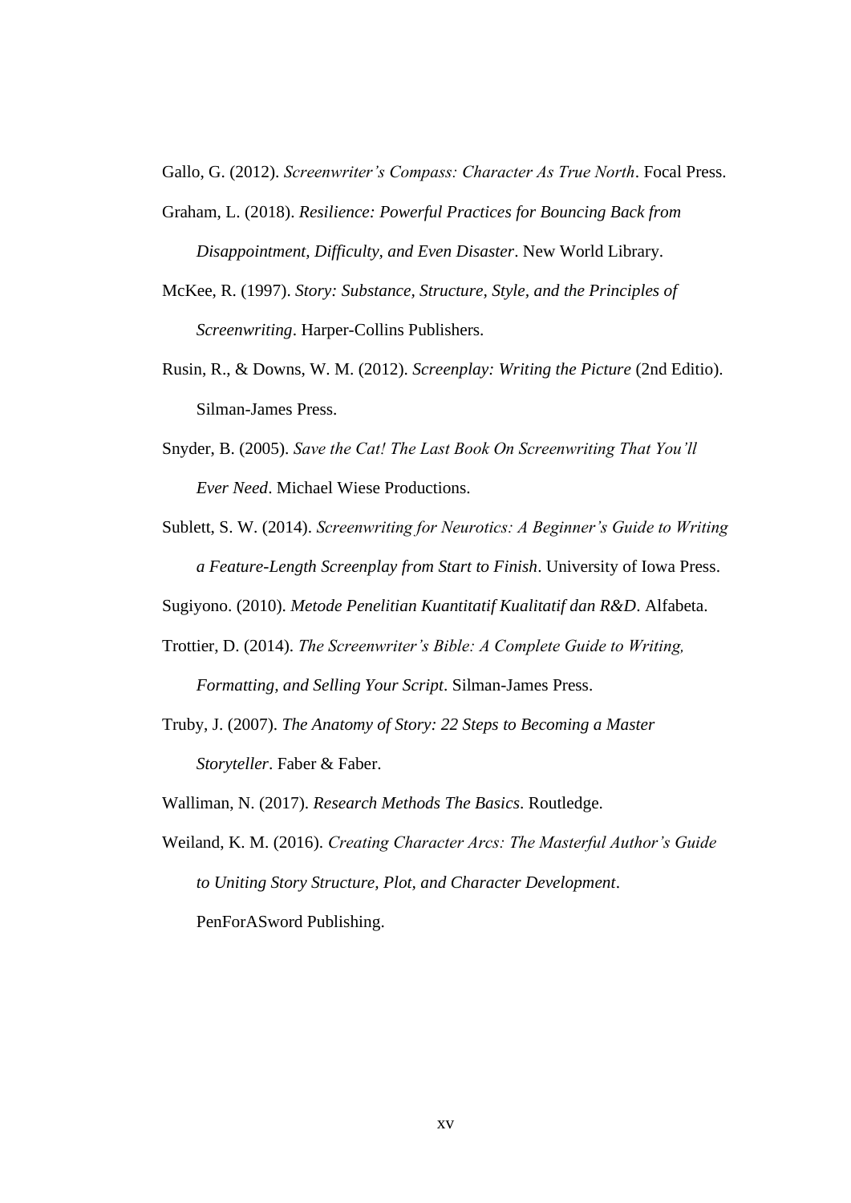Gallo, G. (2012). *Screenwriter's Compass: Character As True North*. Focal Press.

Graham, L. (2018). *Resilience: Powerful Practices for Bouncing Back from Disappointment, Difficulty, and Even Disaster*. New World Library.

McKee, R. (1997). *Story: Substance, Structure, Style, and the Principles of Screenwriting*. Harper-Collins Publishers.

Rusin, R., & Downs, W. M. (2012). *Screenplay: Writing the Picture* (2nd Editio). Silman-James Press.

Snyder, B. (2005). *Save the Cat! The Last Book On Screenwriting That You'll Ever Need*. Michael Wiese Productions.

Sublett, S. W. (2014). *Screenwriting for Neurotics: A Beginner's Guide to Writing a Feature-Length Screenplay from Start to Finish*. University of Iowa Press.

Sugiyono. (2010). *Metode Penelitian Kuantitatif Kualitatif dan R&D*. Alfabeta.

Trottier, D. (2014). *The Screenwriter's Bible: A Complete Guide to Writing, Formatting, and Selling Your Script*. Silman-James Press.

Truby, J. (2007). *The Anatomy of Story: 22 Steps to Becoming a Master Storyteller*. Faber & Faber.

Walliman, N. (2017). *Research Methods The Basics*. Routledge.

Weiland, K. M. (2016). *Creating Character Arcs: The Masterful Author's Guide to Uniting Story Structure, Plot, and Character Development*. PenForASword Publishing.